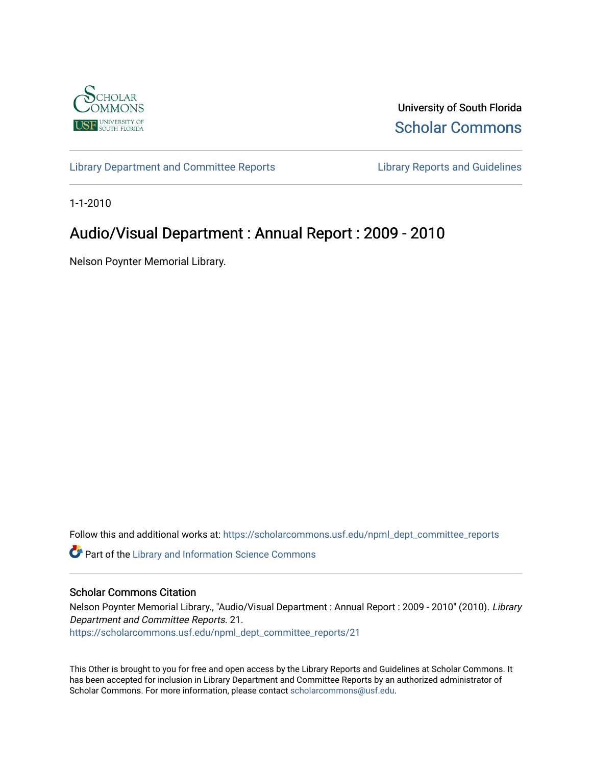University of South Florida

Scholar Commons

Library Department and Committee Reports | Library Reports and Guidelines

1-1-2010

# Audio/Visual Department : Annual Report : 2009 - 2010

Nelson Poynter Memorial Library.

Follow this and additional works at: https://scholarcommons.usf.edu/npml_dept_committee_reports

Part of the Library and Information Science Commons

## Scholar Commons Citation

Nelson Poynter Memorial Library., "Audio/Visual Department : Annual Report : 2009 - 2010" (2010). *Library Department and Committee Reports*. 21.
https://scholarcommons.usf.edu/npml_dept_committee_reports/21

This Other is brought to you for free and open access by the Library Reports and Guidelines at Scholar Commons. It has been accepted for inclusion in Library Department and Committee Reports by an authorized administrator of Scholar Commons. For more information, please contact scholarcommons@usf.edu.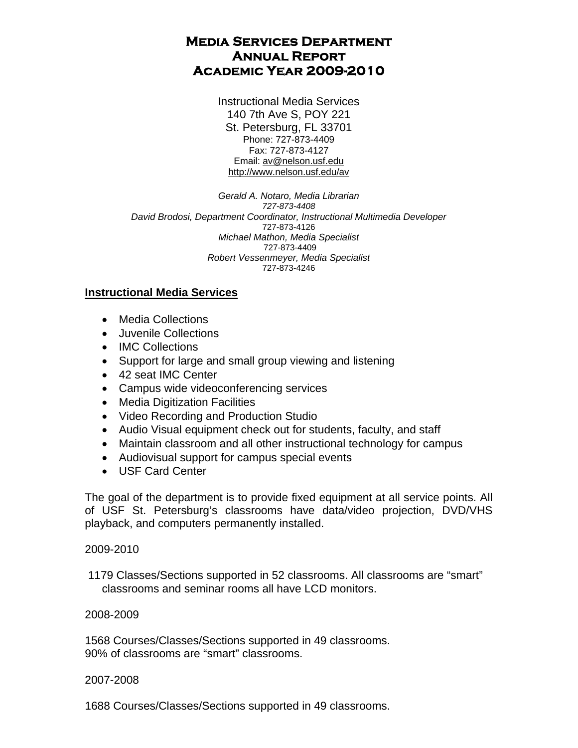# Media Services Department
# Annual Report
# Academic Year 2009-2010

Instructional Media Services
140 7th Ave S, POY 221
St. Petersburg, FL 33701
Phone: 727-873-4409
Fax: 727-873-4127
Email: av@nelson.usf.edu
http://www.nelson.usf.edu/av

*Gerald A. Notaro, Media Librarian*
*727-873-4408*
*David Brodosi, Department Coordinator, Instructional Multimedia Developer*
727-873-4126
*Michael Mathon, Media Specialist*
727-873-4409
*Robert Vessenmeyer, Media Specialist*
727-873-4246

## Instructional Media Services

- Media Collections
- Juvenile Collections
- IMC Collections
- Support for large and small group viewing and listening
- 42 seat IMC Center
- Campus wide videoconferencing services
- Media Digitization Facilities
- Video Recording and Production Studio
- Audio Visual equipment check out for students, faculty, and staff
- Maintain classroom and all other instructional technology for campus
- Audiovisual support for campus special events
- USF Card Center

The goal of the department is to provide fixed equipment at all service points. All of USF St. Petersburg's classrooms have data/video projection, DVD/VHS playback, and computers permanently installed.

2009-2010

1179 Classes/Sections supported in 52 classrooms. All classrooms are "smart" classrooms and seminar rooms all have LCD monitors.

2008-2009

1568 Courses/Classes/Sections supported in 49 classrooms.
90% of classrooms are "smart" classrooms.

2007-2008

1688 Courses/Classes/Sections supported in 49 classrooms.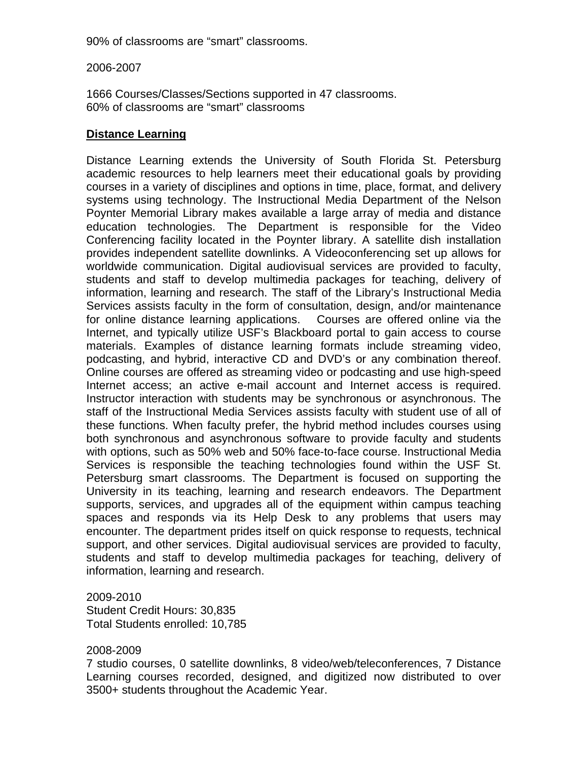90% of classrooms are “smart” classrooms.

2006-2007

1666 Courses/Classes/Sections supported in 47 classrooms.
60% of classrooms are “smart” classrooms

**Distance Learning**

Distance Learning extends the University of South Florida St. Petersburg academic resources to help learners meet their educational goals by providing courses in a variety of disciplines and options in time, place, format, and delivery systems using technology. The Instructional Media Department of the Nelson Poynter Memorial Library makes available a large array of media and distance education technologies. The Department is responsible for the Video Conferencing facility located in the Poynter library. A satellite dish installation provides independent satellite downlinks. A Videoconferencing set up allows for worldwide communication. Digital audiovisual services are provided to faculty, students and staff to develop multimedia packages for teaching, delivery of information, learning and research. The staff of the Library’s Instructional Media Services assists faculty in the form of consultation, design, and/or maintenance for online distance learning applications. Courses are offered online via the Internet, and typically utilize USF’s Blackboard portal to gain access to course materials. Examples of distance learning formats include streaming video, podcasting, and hybrid, interactive CD and DVD’s or any combination thereof. Online courses are offered as streaming video or podcasting and use high-speed Internet access; an active e-mail account and Internet access is required. Instructor interaction with students may be synchronous or asynchronous. The staff of the Instructional Media Services assists faculty with student use of all of these functions. When faculty prefer, the hybrid method includes courses using both synchronous and asynchronous software to provide faculty and students with options, such as 50% web and 50% face-to-face course. Instructional Media Services is responsible the teaching technologies found within the USF St. Petersburg smart classrooms. The Department is focused on supporting the University in its teaching, learning and research endeavors. The Department supports, services, and upgrades all of the equipment within campus teaching spaces and responds via its Help Desk to any problems that users may encounter. The department prides itself on quick response to requests, technical support, and other services. Digital audiovisual services are provided to faculty, students and staff to develop multimedia packages for teaching, delivery of information, learning and research.

2009-2010
Student Credit Hours: 30,835
Total Students enrolled: 10,785

2008-2009
7 studio courses, 0 satellite downlinks, 8 video/web/teleconferences, 7 Distance Learning courses recorded, designed, and digitized now distributed to over 3500+ students throughout the Academic Year.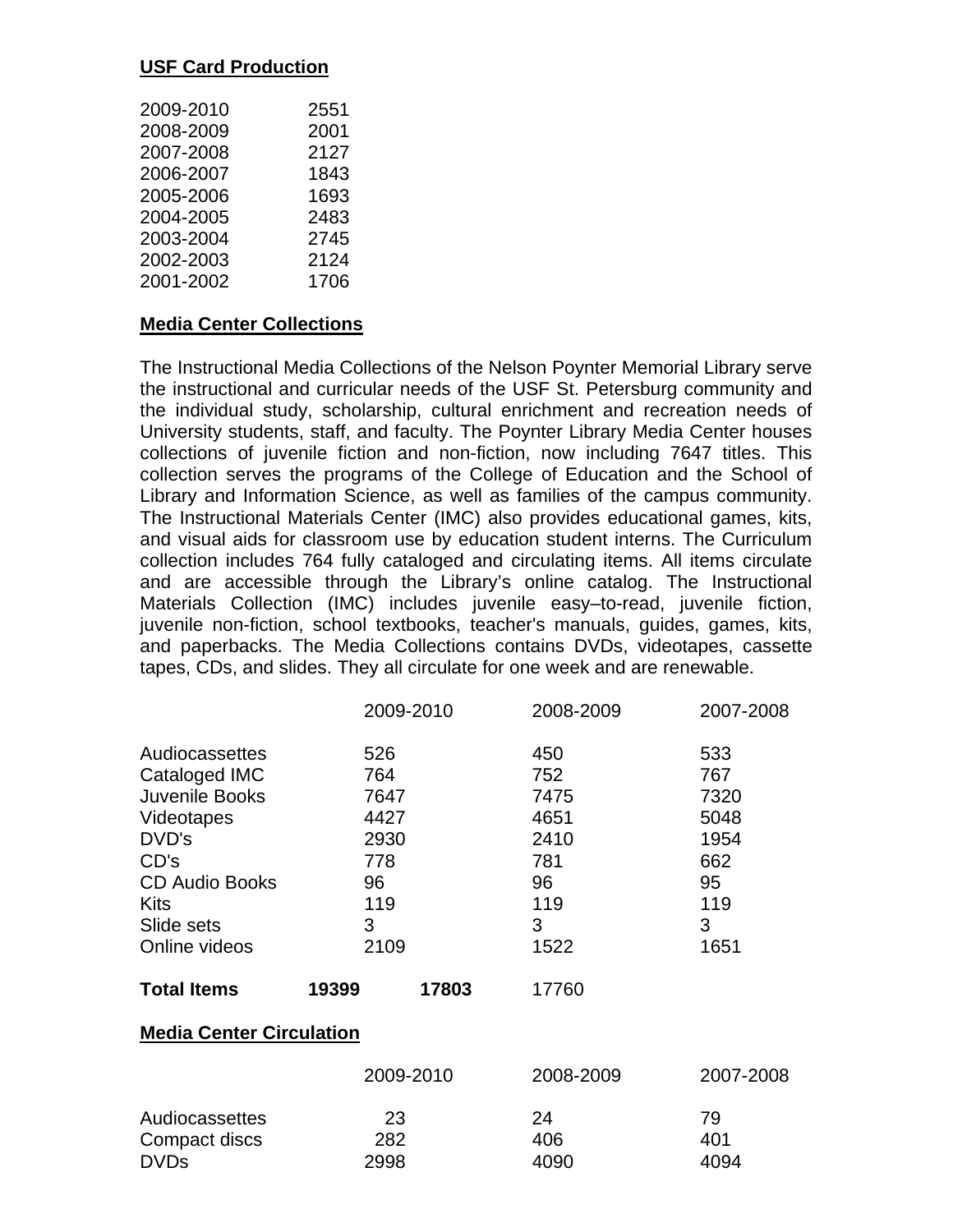**USF Card Production**

| | |
|---|---|
| 2009-2010 | 2551 |
| 2008-2009 | 2001 |
| 2007-2008 | 2127 |
| 2006-2007 | 1843 |
| 2005-2006 | 1693 |
| 2004-2005 | 2483 |
| 2003-2004 | 2745 |
| 2002-2003 | 2124 |
| 2001-2002 | 1706 |

**Media Center Collections**

The Instructional Media Collections of the Nelson Poynter Memorial Library serve the instructional and curricular needs of the USF St. Petersburg community and the individual study, scholarship, cultural enrichment and recreation needs of University students, staff, and faculty. The Poynter Library Media Center houses collections of juvenile fiction and non-fiction, now including 7647 titles. This collection serves the programs of the College of Education and the School of Library and Information Science, as well as families of the campus community. The Instructional Materials Center (IMC) also provides educational games, kits, and visual aids for classroom use by education student interns. The Curriculum collection includes 764 fully cataloged and circulating items. All items circulate and are accessible through the Library's online catalog. The Instructional Materials Collection (IMC) includes juvenile easy–to-read, juvenile fiction, juvenile non-fiction, school textbooks, teacher's manuals, guides, games, kits, and paperbacks. The Media Collections contains DVDs, videotapes, cassette tapes, CDs, and slides. They all circulate for one week and are renewable.

| | 2009-2010 | 2008-2009 | 2007-2008 |
|---|---|---|---|
| Audiocassettes | 526 | 450 | 533 |
| Cataloged IMC | 764 | 752 | 767 |
| Juvenile Books | 7647 | 7475 | 7320 |
| Videotapes | 4427 | 4651 | 5048 |
| DVD's | 2930 | 2410 | 1954 |
| CD's | 778 | 781 | 662 |
| CD Audio Books | 96 | 96 | 95 |
| Kits | 119 | 119 | 119 |
| Slide sets | 3 | 3 | 3 |
| Online videos | 2109 | 1522 | 1651 |
| **Total Items** | **19399** | **17803** | 17760 |

**Media Center Circulation**

| | 2009-2010 | 2008-2009 | 2007-2008 |
|---|---|---|---|
| Audiocassettes | 23 | 24 | 79 |
| Compact discs | 282 | 406 | 401 |
| DVDs | 2998 | 4090 | 4094 |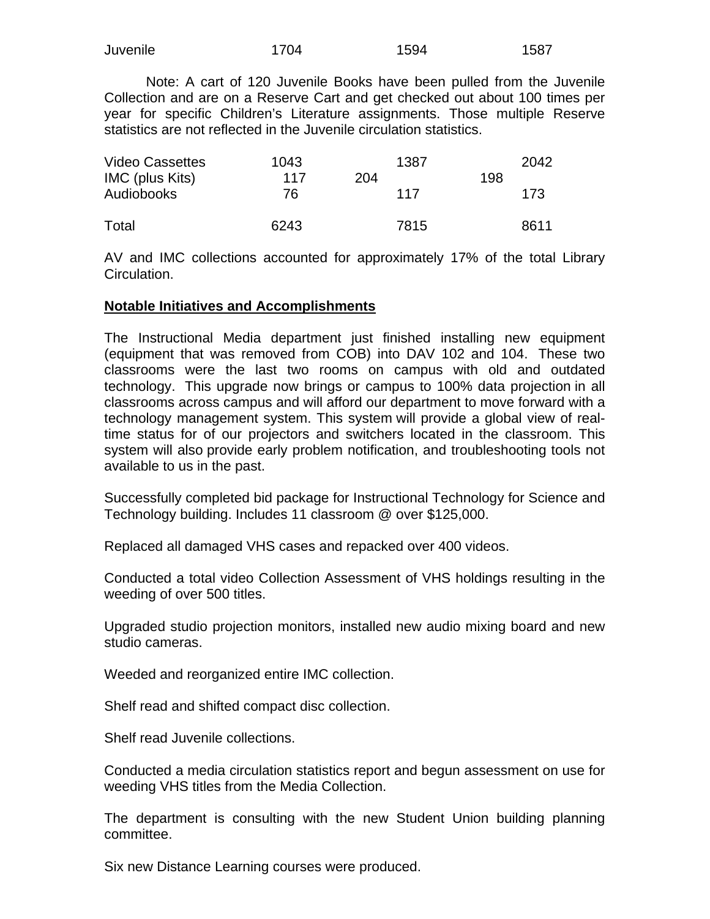| Juvenile | 1704 | 1594 | 1587 |
|---|---|---|---|

Note: A cart of 120 Juvenile Books have been pulled from the Juvenile Collection and are on a Reserve Cart and get checked out about 100 times per year for specific Children's Literature assignments. Those multiple Reserve statistics are not reflected in the Juvenile circulation statistics.

| | | | |
|---|---|---|---|
| Video Cassettes | 1043 | 1387 | 2042 |
| IMC (plus Kits) | 117 | 204 | 198 |
| Audiobooks | 76 | 117 | 173 |
| Total | 6243 | 7815 | 8611 |

AV and IMC collections accounted for approximately 17% of the total Library Circulation.

**Notable Initiatives and Accomplishments**

The Instructional Media department just finished installing new equipment (equipment that was removed from COB) into DAV 102 and 104. These two classrooms were the last two rooms on campus with old and outdated technology. This upgrade now brings or campus to 100% data projection in all classrooms across campus and will afford our department to move forward with a technology management system. This system will provide a global view of real-time status for of our projectors and switchers located in the classroom. This system will also provide early problem notification, and troubleshooting tools not available to us in the past.

Successfully completed bid package for Instructional Technology for Science and Technology building. Includes 11 classroom @ over $125,000.

Replaced all damaged VHS cases and repacked over 400 videos.

Conducted a total video Collection Assessment of VHS holdings resulting in the weeding of over 500 titles.

Upgraded studio projection monitors, installed new audio mixing board and new studio cameras.

Weeded and reorganized entire IMC collection.

Shelf read and shifted compact disc collection.

Shelf read Juvenile collections.

Conducted a media circulation statistics report and begun assessment on use for weeding VHS titles from the Media Collection.

The department is consulting with the new Student Union building planning committee.

Six new Distance Learning courses were produced.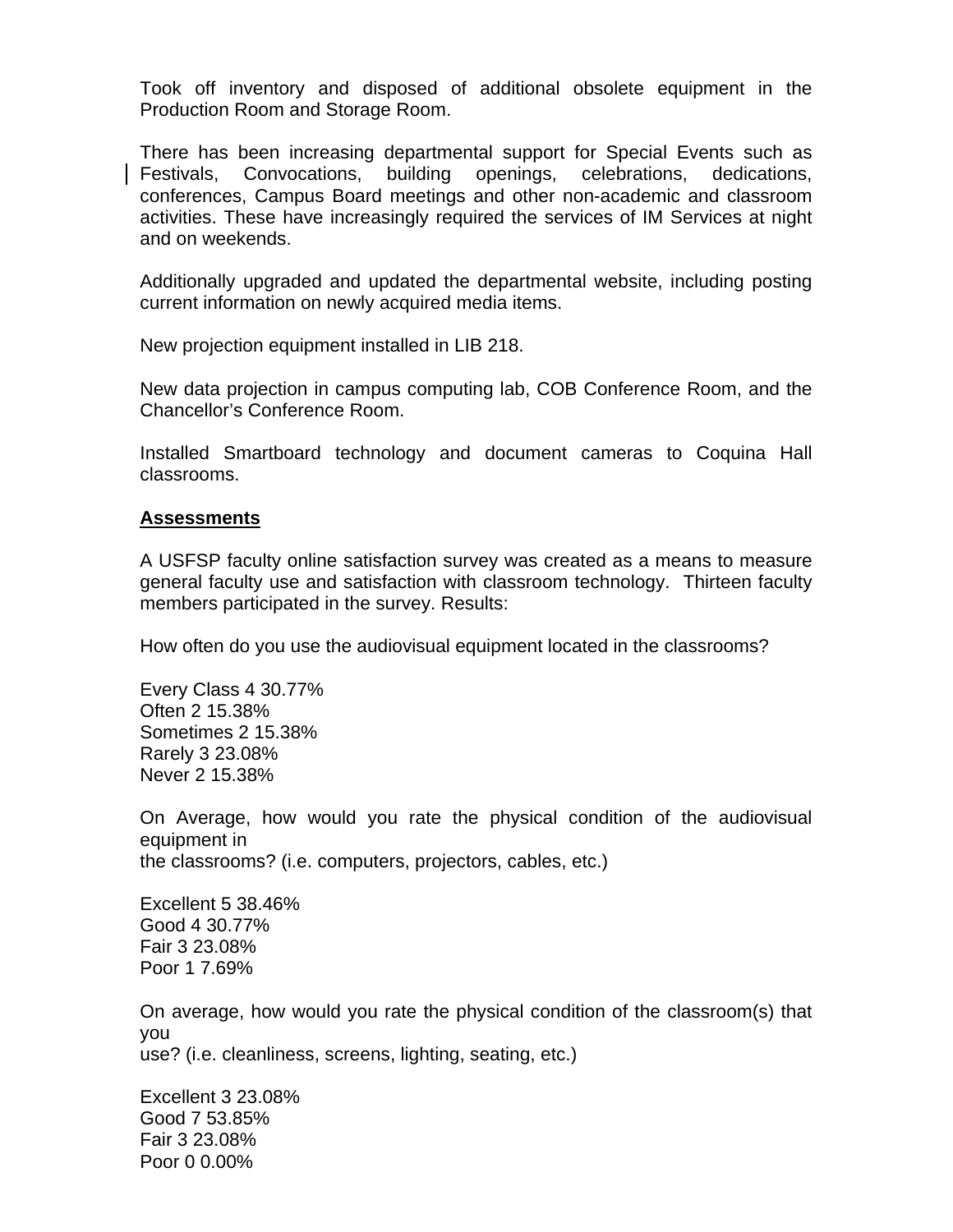Took off inventory and disposed of additional obsolete equipment in the Production Room and Storage Room.

There has been increasing departmental support for Special Events such as Festivals, Convocations, building openings, celebrations, dedications, conferences, Campus Board meetings and other non-academic and classroom activities. These have increasingly required the services of IM Services at night and on weekends.

Additionally upgraded and updated the departmental website, including posting current information on newly acquired media items.

New projection equipment installed in LIB 218.

New data projection in campus computing lab, COB Conference Room, and the Chancellor's Conference Room.

Installed Smartboard technology and document cameras to Coquina Hall classrooms.

**Assessments**

A USFSP faculty online satisfaction survey was created as a means to measure general faculty use and satisfaction with classroom technology. Thirteen faculty members participated in the survey. Results:

How often do you use the audiovisual equipment located in the classrooms?

Every Class 4 30.77%
Often 2 15.38%
Sometimes 2 15.38%
Rarely 3 23.08%
Never 2 15.38%

On Average, how would you rate the physical condition of the audiovisual equipment in
the classrooms? (i.e. computers, projectors, cables, etc.)

Excellent 5 38.46%
Good 4 30.77%
Fair 3 23.08%
Poor 1 7.69%

On average, how would you rate the physical condition of the classroom(s) that you
use? (i.e. cleanliness, screens, lighting, seating, etc.)

Excellent 3 23.08%
Good 7 53.85%
Fair 3 23.08%
Poor 0 0.00%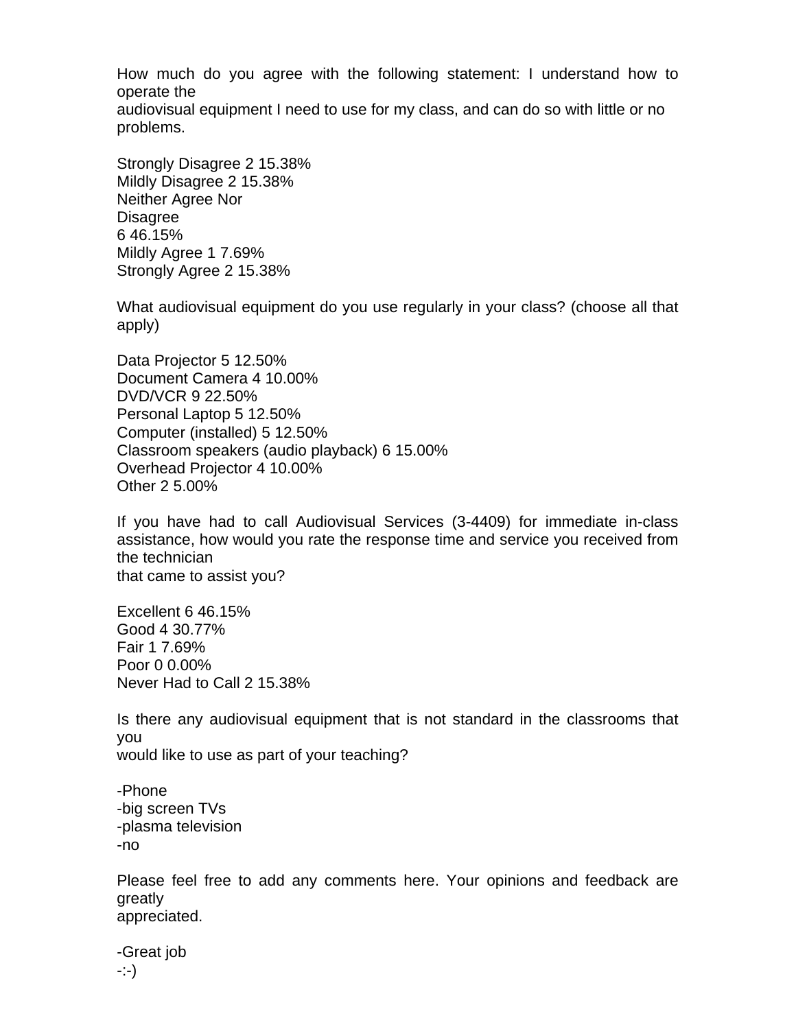How much do you agree with the following statement: I understand how to operate the audiovisual equipment I need to use for my class, and can do so with little or no problems.

| Response | Count | Percent |
|---|---|---|
| Strongly Disagree | 2 | 15.38% |
| Mildly Disagree | 2 | 15.38% |
| Neither Agree Nor Disagree | 6 | 46.15% |
| Mildly Agree | 1 | 7.69% |
| Strongly Agree | 2 | 15.38% |

What audiovisual equipment do you use regularly in your class? (choose all that apply)

| Response | Count | Percent |
|---|---|---|
| Data Projector | 5 | 12.50% |
| Document Camera | 4 | 10.00% |
| DVD/VCR | 9 | 22.50% |
| Personal Laptop | 5 | 12.50% |
| Computer (installed) | 5 | 12.50% |
| Classroom speakers (audio playback) | 6 | 15.00% |
| Overhead Projector | 4 | 10.00% |
| Other | 2 | 5.00% |

If you have had to call Audiovisual Services (3-4409) for immediate in-class assistance, how would you rate the response time and service you received from the technician that came to assist you?

| Response | Count | Percent |
|---|---|---|
| Excellent | 6 | 46.15% |
| Good | 4 | 30.77% |
| Fair | 1 | 7.69% |
| Poor | 0 | 0.00% |
| Never Had to Call | 2 | 15.38% |

Is there any audiovisual equipment that is not standard in the classrooms that you would like to use as part of your teaching?

- Phone
- big screen TVs
- plasma television
- no

Please feel free to add any comments here. Your opinions and feedback are greatly appreciated.

- Great job
- :-)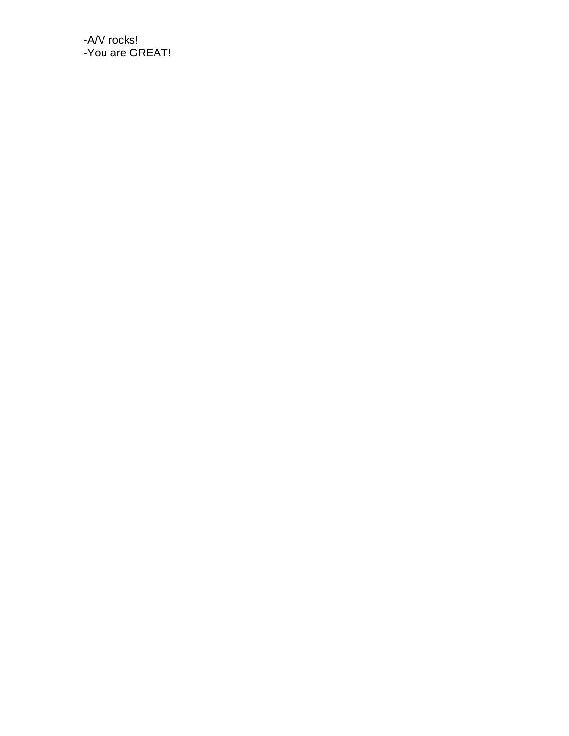-A/V rocks!
-You are GREAT!